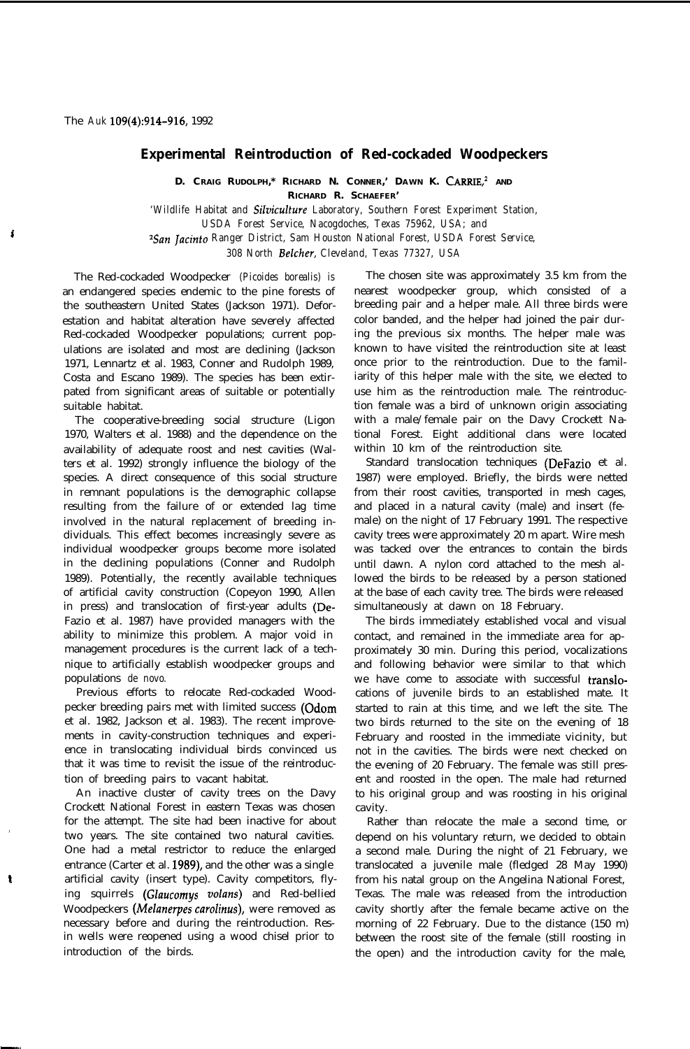The Auk 109(4):914-916, 1992

# Experimental Reintroduction of Red-cockaded Woodpeckers

**D. Craig Rudolph,[1] Richard N. Conner,[1] Dawn K. Carrie,[2] and Richard R. Schaefer[1]**

[1]Wildlife Habitat and Silviculture Laboratory, Southern Forest Experiment Station, USDA Forest Service, Nacogdoches, Texas 75962, USA; and

[2]San Jacinto Ranger District, Sam Houston National Forest, USDA Forest Service, 308 North Belcher, Cleveland, Texas 77327, USA

The Red-cockaded Woodpecker (*Picoides borealis*) is an endangered species endemic to the pine forests of the southeastern United States (Jackson 1971). Deforestation and habitat alteration have severely affected Red-cockaded Woodpecker populations; current populations are isolated and most are declining (Jackson 1971, Lennartz et al. 1983, Conner and Rudolph 1989, Costa and Escano 1989). The species has been extirpated from significant areas of suitable or potentially suitable habitat.

The cooperative-breeding social structure (Ligon 1970, Walters et al. 1988) and the dependence on the availability of adequate roost and nest cavities (Walters et al. 1992) strongly influence the biology of the species. A direct consequence of this social structure in remnant populations is the demographic collapse resulting from the failure of or extended lag time involved in the natural replacement of breeding individuals. This effect becomes increasingly severe as individual woodpecker groups become more isolated in the declining populations (Conner and Rudolph 1989). Potentially, the recently available techniques of artificial cavity construction (Copeyon 1990, Allen in press) and translocation of first-year adults (DeFazio et al. 1987) have provided managers with the ability to minimize this problem. A major void in management procedures is the current lack of a technique to artificially establish woodpecker groups and populations *de novo*.

Previous efforts to relocate Red-cockaded Woodpecker breeding pairs met with limited success (Odom et al. 1982, Jackson et al. 1983). The recent improvements in cavity-construction techniques and experience in translocating individual birds convinced us that it was time to revisit the issue of the reintroduction of breeding pairs to vacant habitat.

An inactive cluster of cavity trees on the Davy Crockett National Forest in eastern Texas was chosen for the attempt. The site had been inactive for about two years. The site contained two natural cavities. One had a metal restrictor to reduce the enlarged entrance (Carter et al. 1989), and the other was a single artificial cavity (insert type). Cavity competitors, flying squirrels (*Glaucomys volans*) and Red-bellied Woodpeckers (*Melanerpes carolinus*), were removed as necessary before and during the reintroduction. Resin wells were reopened using a wood chisel prior to introduction of the birds.

The chosen site was approximately 3.5 km from the nearest woodpecker group, which consisted of a breeding pair and a helper male. All three birds were color banded, and the helper had joined the pair during the previous six months. The helper male was known to have visited the reintroduction site at least once prior to the reintroduction. Due to the familiarity of this helper male with the site, we elected to use him as the reintroduction male. The reintroduction female was a bird of unknown origin associating with a male/female pair on the Davy Crockett National Forest. Eight additional clans were located within 10 km of the reintroduction site.

Standard translocation techniques (DeFazio et al. 1987) were employed. Briefly, the birds were netted from their roost cavities, transported in mesh cages, and placed in a natural cavity (male) and insert (female) on the night of 17 February 1991. The respective cavity trees were approximately 20 m apart. Wire mesh was tacked over the entrances to contain the birds until dawn. A nylon cord attached to the mesh allowed the birds to be released by a person stationed at the base of each cavity tree. The birds were released simultaneously at dawn on 18 February.

The birds immediately established vocal and visual contact, and remained in the immediate area for approximately 30 min. During this period, vocalizations and following behavior were similar to that which we have come to associate with successful translocations of juvenile birds to an established mate. It started to rain at this time, and we left the site. The two birds returned to the site on the evening of 18 February and roosted in the immediate vicinity, but not in the cavities. The birds were next checked on the evening of 20 February. The female was still present and roosted in the open. The male had returned to his original group and was roosting in his original cavity.

Rather than relocate the male a second time, or depend on his voluntary return, we decided to obtain a second male. During the night of 21 February, we translocated a juvenile male (fledged 28 May 1990) from his natal group on the Angelina National Forest, Texas. The male was released from the introduction cavity shortly after the female became active on the morning of 22 February. Due to the distance (150 m) between the roost site of the female (still roosting in the open) and the introduction cavity for the male,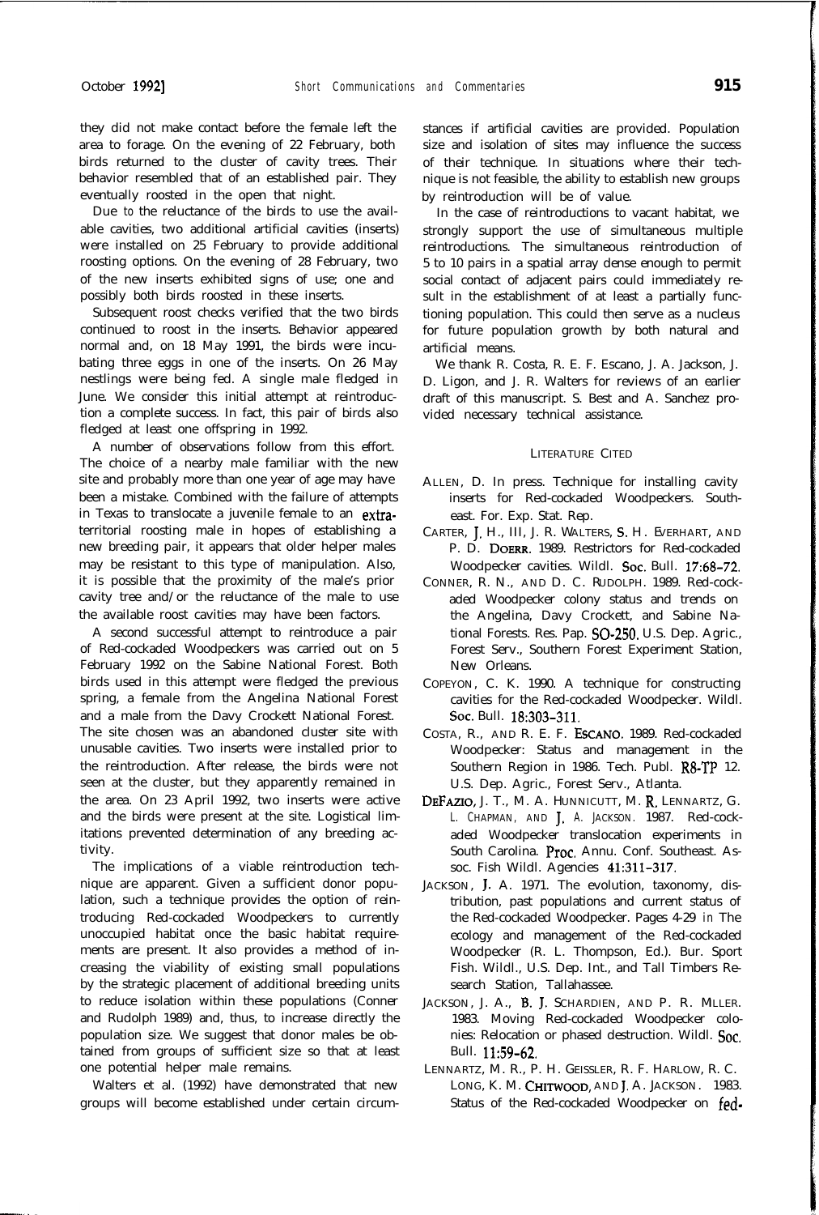they did not make contact before the female left the area to forage. On the evening of 22 February, both birds returned to the cluster of cavity trees. Their behavior resembled that of an established pair. They eventually roosted in the open that night.

Due to the reluctance of the birds to use the available cavities, two additional artificial cavities (inserts) were installed on 25 February to provide additional roosting options. On the evening of 28 February, two of the new inserts exhibited signs of use; one and possibly both birds roosted in these inserts.

Subsequent roost checks verified that the two birds continued to roost in the inserts. Behavior appeared normal and, on 18 May 1991, the birds were incubating three eggs in one of the inserts. On 26 May nestlings were being fed. A single male fledged in June. We consider this initial attempt at reintroduction a complete success. In fact, this pair of birds also fledged at least one offspring in 1992.

A number of observations follow from this effort. The choice of a nearby male familiar with the new site and probably more than one year of age may have been a mistake. Combined with the failure of attempts in Texas to translocate a juvenile female to an extra-territorial roosting male in hopes of establishing a new breeding pair, it appears that older helper males may be resistant to this type of manipulation. Also, it is possible that the proximity of the male's prior cavity tree and/or the reluctance of the male to use the available roost cavities may have been factors.

A second successful attempt to reintroduce a pair of Red-cockaded Woodpeckers was carried out on 5 February 1992 on the Sabine National Forest. Both birds used in this attempt were fledged the previous spring, a female from the Angelina National Forest and a male from the Davy Crockett National Forest. The site chosen was an abandoned cluster site with unusable cavities. Two inserts were installed prior to the reintroduction. After release, the birds were not seen at the cluster, but they apparently remained in the area. On 23 April 1992, two inserts were active and the birds were present at the site. Logistical limitations prevented determination of any breeding activity.

The implications of a viable reintroduction technique are apparent. Given a sufficient donor population, such a technique provides the option of reintroducing Red-cockaded Woodpeckers to currently unoccupied habitat once the basic habitat requirements are present. It also provides a method of increasing the viability of existing small populations by the strategic placement of additional breeding units to reduce isolation within these populations (Conner and Rudolph 1989) and, thus, to increase directly the population size. We suggest that donor males be obtained from groups of sufficient size so that at least one potential helper male remains.

Walters et al. (1992) have demonstrated that new groups will become established under certain circumstances if artificial cavities are provided. Population size and isolation of sites may influence the success of their technique. In situations where their technique is not feasible, the ability to establish new groups by reintroduction will be of value.

In the case of reintroductions to vacant habitat, we strongly support the use of simultaneous multiple reintroductions. The simultaneous reintroduction of 5 to 10 pairs in a spatial array dense enough to permit social contact of adjacent pairs could immediately result in the establishment of at least a partially functioning population. This could then serve as a nucleus for future population growth by both natural and artificial means.

We thank R. Costa, R. E. F. Escano, J. A. Jackson, J. D. Ligon, and J. R. Walters for reviews of an earlier draft of this manuscript. S. Best and A. Sanchez provided necessary technical assistance.

## LITERATURE CITED

ALLEN, D. In press. Technique for installing cavity inserts for Red-cockaded Woodpeckers. Southeast. For. Exp. Stat. Rep.

CARTER, J. H., III, J. R. WALTERS, S. H. EVERHART, AND P. D. DOERR. 1989. Restrictors for Red-cockaded Woodpecker cavities. Wildl. Soc. Bull. 17:68–72.

CONNER, R. N., AND D. C. RUDOLPH. 1989. Red-cockaded Woodpecker colony status and trends on the Angelina, Davy Crockett, and Sabine National Forests. Res. Pap. SO-250. U.S. Dep. Agric., Forest Serv., Southern Forest Experiment Station, New Orleans.

COPEYON, C. K. 1990. A technique for constructing cavities for the Red-cockaded Woodpecker. Wildl. Soc. Bull. 18:303–311.

COSTA, R., AND R. E. F. ESCANO. 1989. Red-cockaded Woodpecker: Status and management in the Southern Region in 1986. Tech. Publ. R8-TP 12. U.S. Dep. Agric., Forest Serv., Atlanta.

DEFAZIO, J. T., M. A. HUNNICUTT, M. R. LENNARTZ, G. L. CHAPMAN, AND J. A. JACKSON. 1987. Red-cockaded Woodpecker translocation experiments in South Carolina. Proc. Annu. Conf. Southeast. Assoc. Fish Wildl. Agencies 41:311–317.

JACKSON, J. A. 1971. The evolution, taxonomy, distribution, past populations and current status of the Red-cockaded Woodpecker. Pages 4-29 *in* The ecology and management of the Red-cockaded Woodpecker (R. L. Thompson, Ed.). Bur. Sport Fish. Wildl., U.S. Dep. Int., and Tall Timbers Research Station, Tallahassee.

JACKSON, J. A., B. J. SCHARDIEN, AND P. R. MILLER. 1983. Moving Red-cockaded Woodpecker colonies: Relocation or phased destruction. Wildl. Soc. Bull. 11:59–62.

LENNARTZ, M. R., P. H. GEISSLER, R. F. HARLOW, R. C. LONG, K. M. CHITWOOD, AND J. A. JACKSON. 1983. Status of the Red-cockaded Woodpecker on fed-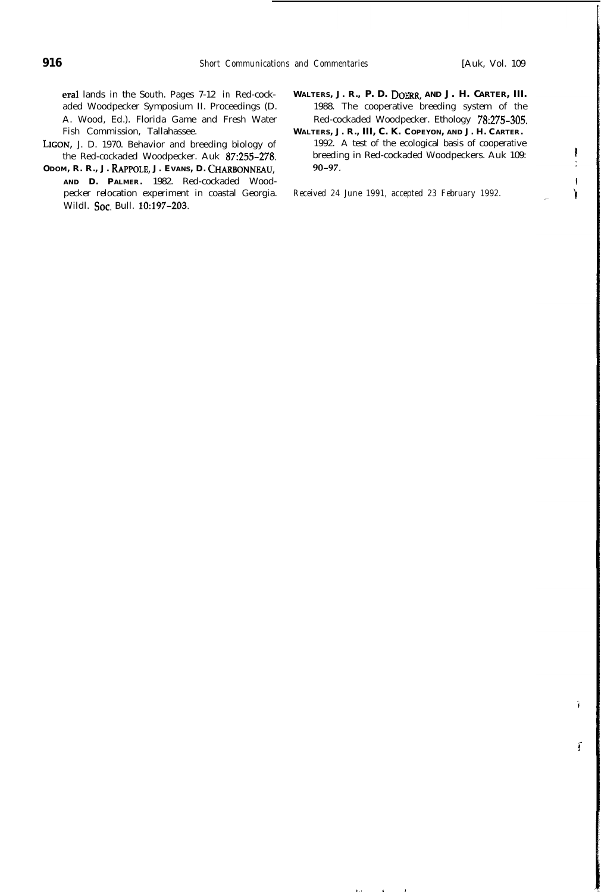eral lands in the South. Pages 7-12 *in* Red-cockaded Woodpecker Symposium II. Proceedings (D. A. Wood, Ed.). Florida Game and Fresh Water Fish Commission, Tallahassee.

LIGON, J. D. 1970. Behavior and breeding biology of the Red-cockaded Woodpecker. Auk 87:255-278.

ODOM, R. R., J. RAPPOLE, J. EVANS, D. CHARBONNEAU, AND D. PALMER. 1982. Red-cockaded Woodpecker relocation experiment in coastal Georgia. Wildl. Soc. Bull. 10:197-203.

WALTERS, J. R., P. D. DOERR, AND J. H. CARTER, III. 1988. The cooperative breeding system of the Red-cockaded Woodpecker. Ethology 78:275-305.

WALTERS, J. R., III, C. K. COPEYON, AND J. H. CARTER. 1992. A test of the ecological basis of cooperative breeding in Red-cockaded Woodpeckers. Auk 109: 90-97.

*Received 24 June 1991, accepted 23 February 1992.*